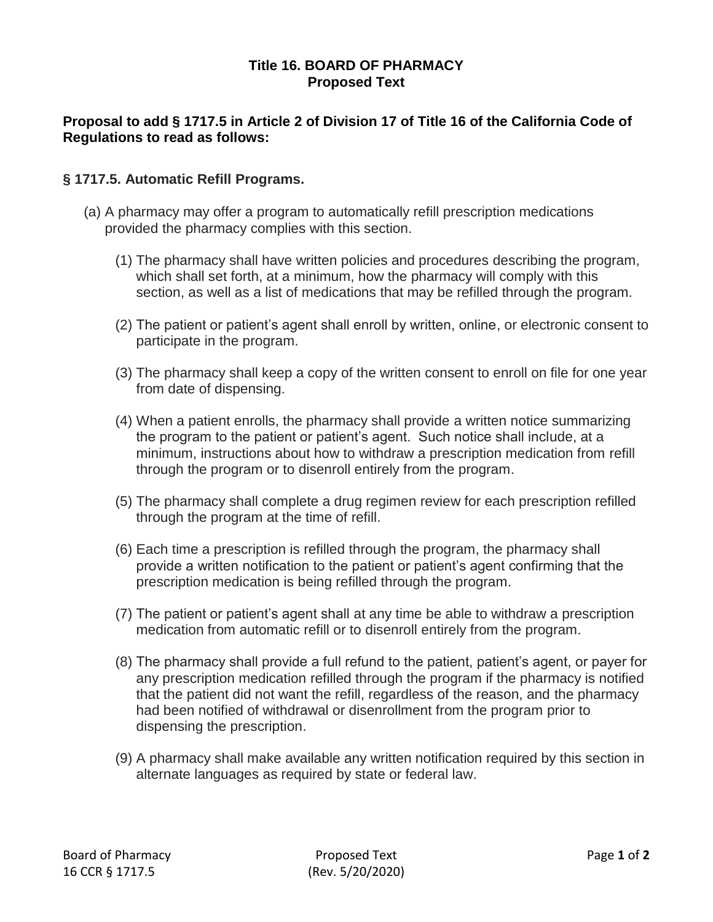# Title 16. BOARD OF PHARMACY
## Proposed Text

**Proposal to add § 1717.5 in Article 2 of Division 17 of Title 16 of the California Code of Regulations to read as follows:**

### § 1717.5. Automatic Refill Programs.

(a) A pharmacy may offer a program to automatically refill prescription medications provided the pharmacy complies with this section.

(1) The pharmacy shall have written policies and procedures describing the program, which shall set forth, at a minimum, how the pharmacy will comply with this section, as well as a list of medications that may be refilled through the program.

(2) The patient or patient's agent shall enroll by written, online, or electronic consent to participate in the program.

(3) The pharmacy shall keep a copy of the written consent to enroll on file for one year from date of dispensing.

(4) When a patient enrolls, the pharmacy shall provide a written notice summarizing the program to the patient or patient's agent. Such notice shall include, at a minimum, instructions about how to withdraw a prescription medication from refill through the program or to disenroll entirely from the program.

(5) The pharmacy shall complete a drug regimen review for each prescription refilled through the program at the time of refill.

(6) Each time a prescription is refilled through the program, the pharmacy shall provide a written notification to the patient or patient's agent confirming that the prescription medication is being refilled through the program.

(7) The patient or patient's agent shall at any time be able to withdraw a prescription medication from automatic refill or to disenroll entirely from the program.

(8) The pharmacy shall provide a full refund to the patient, patient's agent, or payer for any prescription medication refilled through the program if the pharmacy is notified that the patient did not want the refill, regardless of the reason, and the pharmacy had been notified of withdrawal or disenrollment from the program prior to dispensing the prescription.

(9) A pharmacy shall make available any written notification required by this section in alternate languages as required by state or federal law.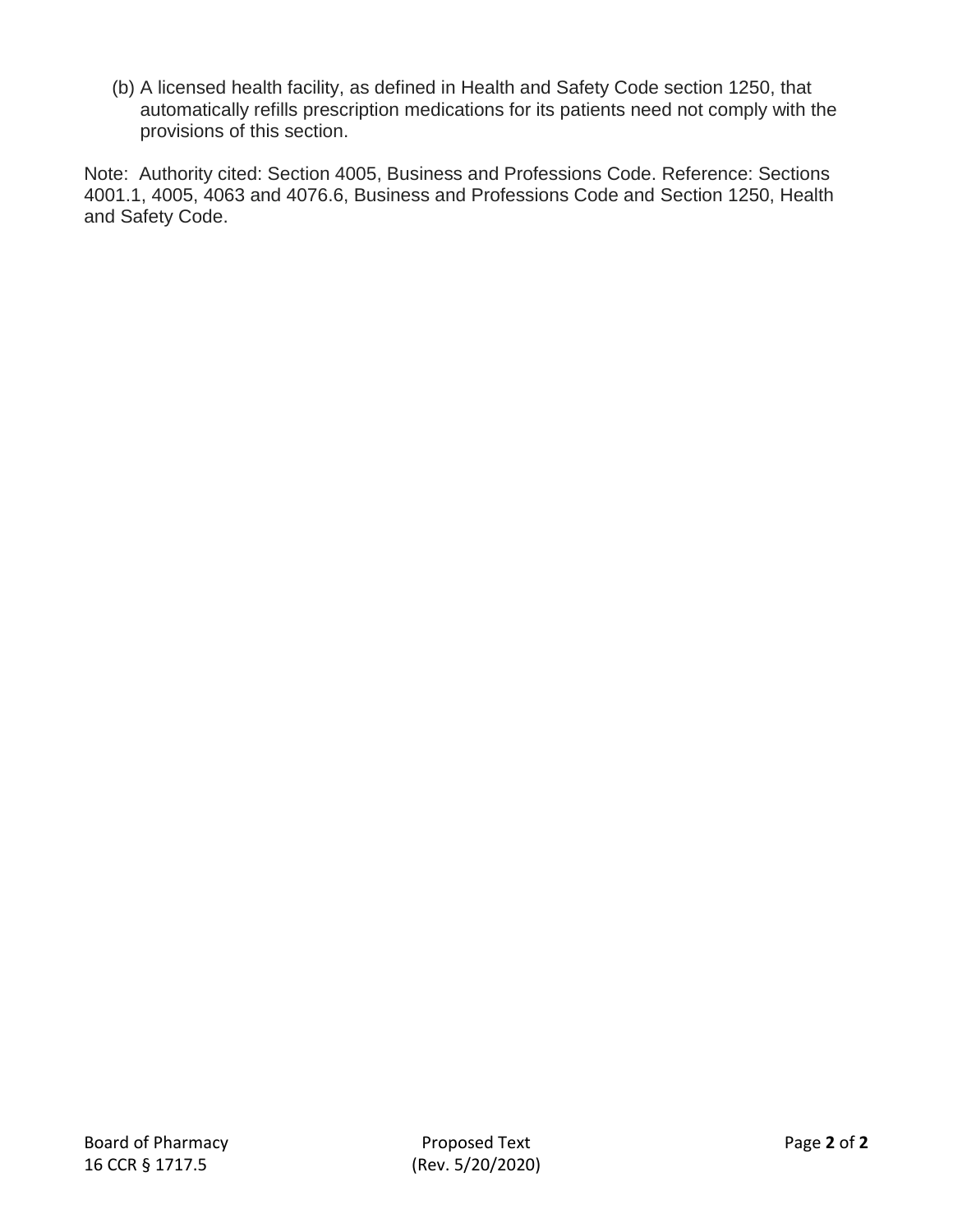(b) A licensed health facility, as defined in Health and Safety Code section 1250, that automatically refills prescription medications for its patients need not comply with the provisions of this section.

Note: Authority cited: Section 4005, Business and Professions Code. Reference: Sections 4001.1, 4005, 4063 and 4076.6, Business and Professions Code and Section 1250, Health and Safety Code.